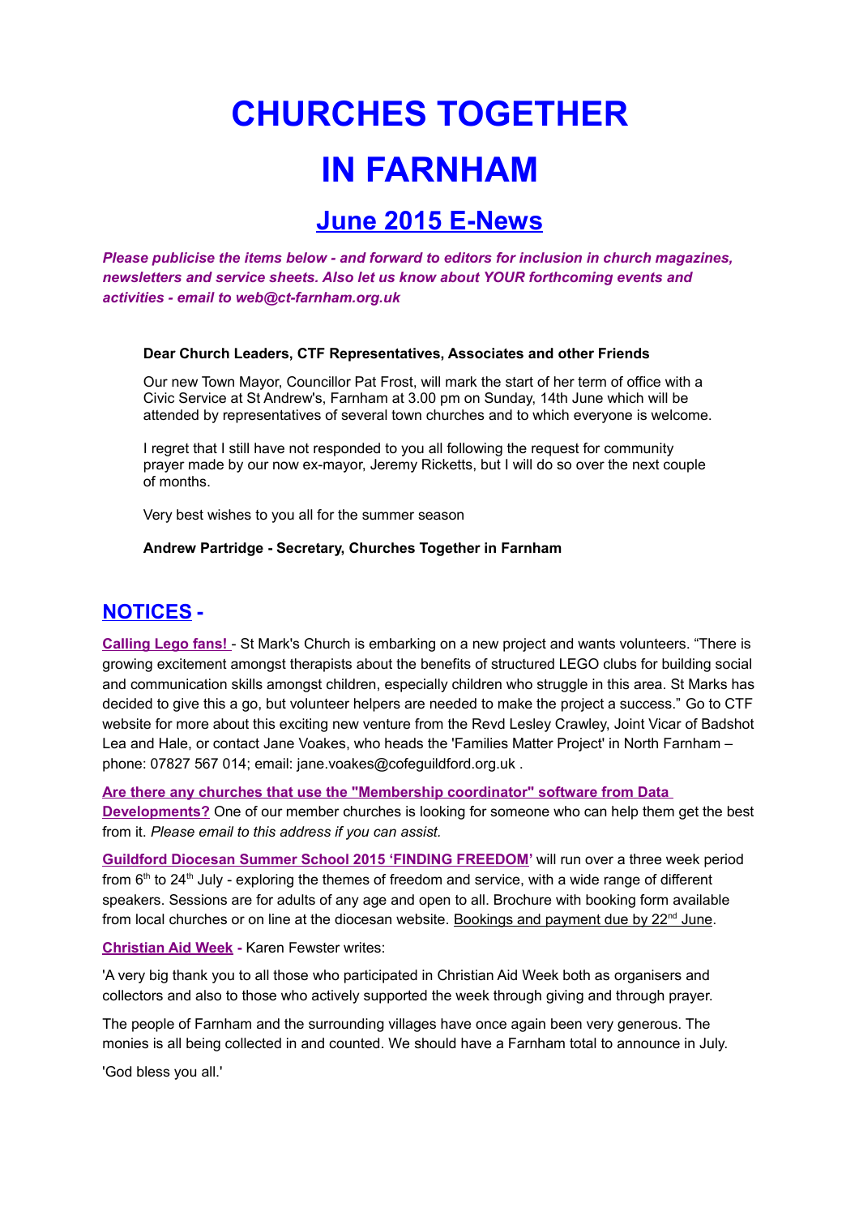# CHURCHES TOGETHER IN FARNHAM

## June 2015 E-News

***Please publicise the items below - and forward to editors for inclusion in church magazines, newsletters and service sheets. Also let us know about YOUR forthcoming events and activities - email to web@ct-farnham.org.uk***

**Dear Church Leaders, CTF Representatives, Associates and other Friends**

Our new Town Mayor, Councillor Pat Frost, will mark the start of her term of office with a Civic Service at St Andrew's, Farnham at 3.00 pm on Sunday, 14th June which will be attended by representatives of several town churches and to which everyone is welcome.

I regret that I still have not responded to you all following the request for community prayer made by our now ex-mayor, Jeremy Ricketts, but I will do so over the next couple of months.

Very best wishes to you all for the summer season

**Andrew Partridge - Secretary, Churches Together in Farnham**

## NOTICES -

**Calling Lego fans!** - St Mark's Church is embarking on a new project and wants volunteers. "There is growing excitement amongst therapists about the benefits of structured LEGO clubs for building social and communication skills amongst children, especially children who struggle in this area. St Marks has decided to give this a go, but volunteer helpers are needed to make the project a success." Go to CTF website for more about this exciting new venture from the Revd Lesley Crawley, Joint Vicar of Badshot Lea and Hale, or contact Jane Voakes, who heads the 'Families Matter Project' in North Farnham – phone: 07827 567 014; email: jane.voakes@cofeguildford.org.uk .

**Are there any churches that use the "Membership coordinator" software from Data Developments?** One of our member churches is looking for someone who can help them get the best from it. *Please email to this address if you can assist.*

**Guildford Diocesan Summer School 2015 'FINDING FREEDOM'** will run over a three week period from 6th to 24th July - exploring the themes of freedom and service, with a wide range of different speakers. Sessions are for adults of any age and open to all. Brochure with booking form available from local churches or on line at the diocesan website. Bookings and payment due by 22nd June.

**Christian Aid Week** - Karen Fewster writes:

'A very big thank you to all those who participated in Christian Aid Week both as organisers and collectors and also to those who actively supported the week through giving and through prayer.

The people of Farnham and the surrounding villages have once again been very generous. The monies is all being collected in and counted. We should have a Farnham total to announce in July.

'God bless you all.'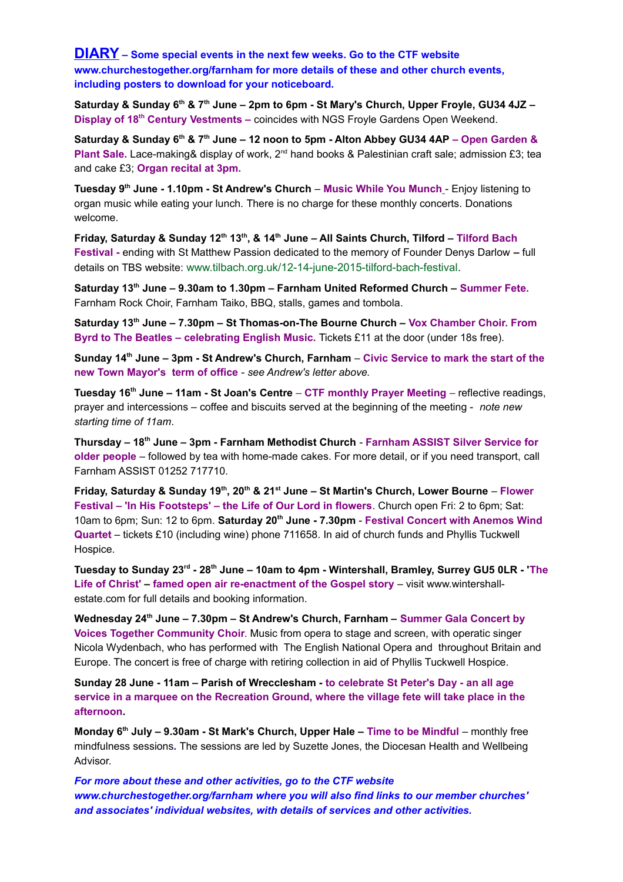**DIARY – Some special events in the next few weeks. Go to the CTF website www.churchestogether.org/farnham for more details of these and other church events, including posters to download for your noticeboard.**

**Saturday & Sunday 6th & 7th June – 2pm to 6pm - St Mary's Church, Upper Froyle, GU34 4JZ – Display of 18th Century Vestments –** coincides with NGS Froyle Gardens Open Weekend.

**Saturday & Sunday 6th & 7th June – 12 noon to 5pm - Alton Abbey GU34 4AP – Open Garden & Plant Sale.** Lace-making& display of work, 2nd hand books & Palestinian craft sale; admission £3; tea and cake £3; **Organ recital at 3pm.**

**Tuesday 9th June - 1.10pm - St Andrew's Church** – **Music While You Munch** - Enjoy listening to organ music while eating your lunch. There is no charge for these monthly concerts. Donations welcome.

**Friday, Saturday & Sunday 12th 13th, & 14th June – All Saints Church, Tilford – Tilford Bach Festival -** ending with St Matthew Passion dedicated to the memory of Founder Denys Darlow **–** full details on TBS website: www.tilbach.org.uk/12-14-june-2015-tilford-bach-festival.

**Saturday 13th June – 9.30am to 1.30pm – Farnham United Reformed Church – Summer Fete.** Farnham Rock Choir, Farnham Taiko, BBQ, stalls, games and tombola.

**Saturday 13th June – 7.30pm – St Thomas-on-The Bourne Church – Vox Chamber Choir. From Byrd to The Beatles – celebrating English Music.** Tickets £11 at the door (under 18s free).

**Sunday 14th June – 3pm - St Andrew's Church, Farnham** – **Civic Service to mark the start of the new Town Mayor's term of office** - *see Andrew's letter above.*

**Tuesday 16th June – 11am - St Joan's Centre** – **CTF monthly Prayer Meeting** – reflective readings, prayer and intercessions – coffee and biscuits served at the beginning of the meeting - *note new starting time of 11am*.

**Thursday – 18th June – 3pm - Farnham Methodist Church** - **Farnham ASSIST Silver Service for older people** – followed by tea with home-made cakes. For more detail, or if you need transport, call Farnham ASSIST 01252 717710.

**Friday, Saturday & Sunday 19th, 20th & 21st June – St Martin's Church, Lower Bourne** – **Flower Festival – 'In His Footsteps' – the Life of Our Lord in flowers**. Church open Fri: 2 to 6pm; Sat: 10am to 6pm; Sun: 12 to 6pm. **Saturday 20th June - 7.30pm** - **Festival Concert with Anemos Wind Quartet** – tickets £10 (including wine) phone 711658. In aid of church funds and Phyllis Tuckwell Hospice.

**Tuesday to Sunday 23rd - 28th June – 10am to 4pm - Wintershall, Bramley, Surrey GU5 0LR - 'The Life of Christ' – famed open air re-enactment of the Gospel story** – visit www.wintershall-estate.com for full details and booking information.

**Wednesday 24th June – 7.30pm – St Andrew's Church, Farnham – Summer Gala Concert by Voices Together Community Choir**. Music from opera to stage and screen, with operatic singer Nicola Wydenbach, who has performed with The English National Opera and throughout Britain and Europe. The concert is free of charge with retiring collection in aid of Phyllis Tuckwell Hospice.

**Sunday 28 June - 11am – Parish of Wrecclesham - to celebrate St Peter's Day - an all age service in a marquee on the Recreation Ground, where the village fete will take place in the afternoon.**

**Monday 6th July – 9.30am - St Mark's Church, Upper Hale – Time to be Mindful** – monthly free mindfulness sessions. The sessions are led by Suzette Jones, the Diocesan Health and Wellbeing Advisor.

***For more about these and other activities, go to the CTF website www.churchestogether.org/farnham where you will also find links to our member churches' and associates' individual websites, with details of services and other activities.***